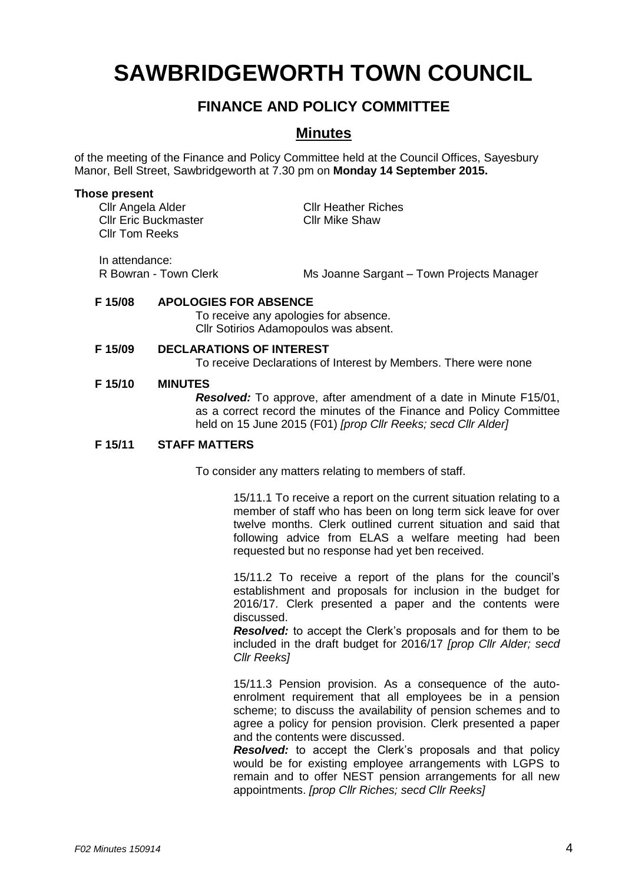# SAWBRIDGEWORTH TOWN COUNCIL

## FINANCE AND POLICY COMMITTEE

## Minutes

of the meeting of the Finance and Policy Committee held at the Council Offices, Sayesbury Manor, Bell Street, Sawbridgeworth at 7.30 pm on **Monday 14 September 2015.**

**Those present**

Cllr Angela Alder
Cllr Eric Buckmaster
Cllr Tom Reeks
Cllr Heather Riches
Cllr Mike Shaw

In attendance:
R Bowran - Town Clerk
Ms Joanne Sargant – Town Projects Manager

**F 15/08 APOLOGIES FOR ABSENCE**

To receive any apologies for absence.
Cllr Sotirios Adamopoulos was absent.

**F 15/09 DECLARATIONS OF INTEREST**

To receive Declarations of Interest by Members. There were none

**F 15/10 MINUTES**

***Resolved:*** To approve, after amendment of a date in Minute F15/01, as a correct record the minutes of the Finance and Policy Committee held on 15 June 2015 (F01) *[prop Cllr Reeks; secd Cllr Alder]*

**F 15/11 STAFF MATTERS**

To consider any matters relating to members of staff.

15/11.1 To receive a report on the current situation relating to a member of staff who has been on long term sick leave for over twelve months. Clerk outlined current situation and said that following advice from ELAS a welfare meeting had been requested but no response had yet ben received.

15/11.2 To receive a report of the plans for the council's establishment and proposals for inclusion in the budget for 2016/17. Clerk presented a paper and the contents were discussed.

***Resolved:*** to accept the Clerk's proposals and for them to be included in the draft budget for 2016/17 *[prop Cllr Alder; secd Cllr Reeks]*

15/11.3 Pension provision. As a consequence of the auto-enrolment requirement that all employees be in a pension scheme; to discuss the availability of pension schemes and to agree a policy for pension provision. Clerk presented a paper and the contents were discussed.

***Resolved:*** to accept the Clerk's proposals and that policy would be for existing employee arrangements with LGPS to remain and to offer NEST pension arrangements for all new appointments. *[prop Cllr Riches; secd Cllr Reeks]*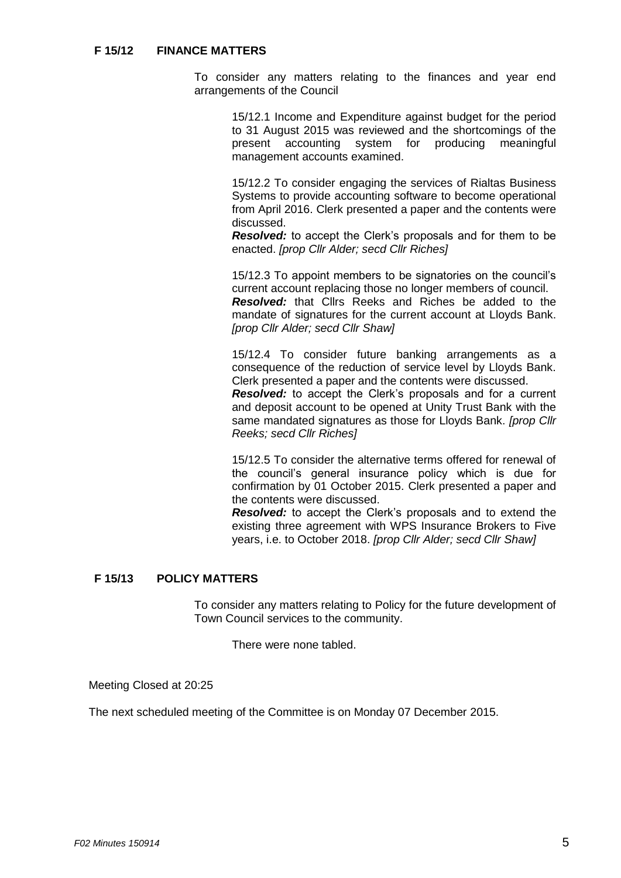**F 15/12 FINANCE MATTERS**

To consider any matters relating to the finances and year end arrangements of the Council

15/12.1 Income and Expenditure against budget for the period to 31 August 2015 was reviewed and the shortcomings of the present accounting system for producing meaningful management accounts examined.

15/12.2 To consider engaging the services of Rialtas Business Systems to provide accounting software to become operational from April 2016. Clerk presented a paper and the contents were discussed.
***Resolved:*** to accept the Clerk's proposals and for them to be enacted. *[prop Cllr Alder; secd Cllr Riches]*

15/12.3 To appoint members to be signatories on the council's current account replacing those no longer members of council.
***Resolved:*** that Cllrs Reeks and Riches be added to the mandate of signatures for the current account at Lloyds Bank. *[prop Cllr Alder; secd Cllr Shaw]*

15/12.4 To consider future banking arrangements as a consequence of the reduction of service level by Lloyds Bank. Clerk presented a paper and the contents were discussed.
***Resolved:*** to accept the Clerk's proposals and for a current and deposit account to be opened at Unity Trust Bank with the same mandated signatures as those for Lloyds Bank. *[prop Cllr Reeks; secd Cllr Riches]*

15/12.5 To consider the alternative terms offered for renewal of the council's general insurance policy which is due for confirmation by 01 October 2015. Clerk presented a paper and the contents were discussed.
***Resolved:*** to accept the Clerk's proposals and to extend the existing three agreement with WPS Insurance Brokers to Five years, i.e. to October 2018. *[prop Cllr Alder; secd Cllr Shaw]*

**F 15/13 POLICY MATTERS**

To consider any matters relating to Policy for the future development of Town Council services to the community.

There were none tabled.

Meeting Closed at 20:25

The next scheduled meeting of the Committee is on Monday 07 December 2015.